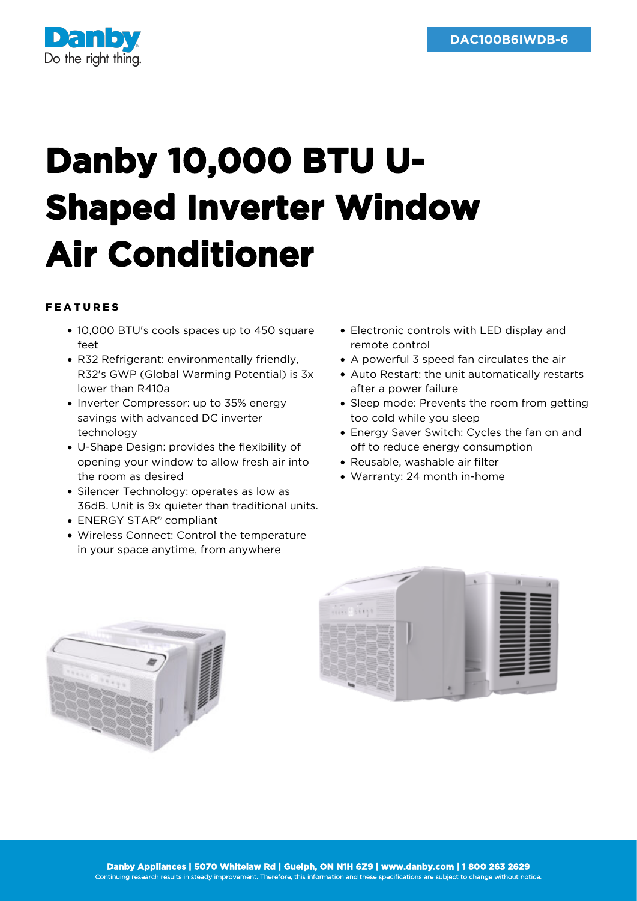Danby
Do the right thing.

DAC100B6IWDB-6

# Danby 10,000 BTU U-Shaped Inverter Window Air Conditioner

**FEATURES**

- 10,000 BTU's cools spaces up to 450 square feet
- R32 Refrigerant: environmentally friendly, R32's GWP (Global Warming Potential) is 3x lower than R410a
- Inverter Compressor: up to 35% energy savings with advanced DC inverter technology
- U-Shape Design: provides the flexibility of opening your window to allow fresh air into the room as desired
- Silencer Technology: operates as low as 36dB. Unit is 9x quieter than traditional units.
- ENERGY STAR® compliant
- Wireless Connect: Control the temperature in your space anytime, from anywhere
- Electronic controls with LED display and remote control
- A powerful 3 speed fan circulates the air
- Auto Restart: the unit automatically restarts after a power failure
- Sleep mode: Prevents the room from getting too cold while you sleep
- Energy Saver Switch: Cycles the fan on and off to reduce energy consumption
- Reusable, washable air filter
- Warranty: 24 month in-home

**Danby Appliances | 5070 Whitelaw Rd | Guelph, ON N1H 6Z9 | www.danby.com | 1 800 263 2629**
Continuing research results in steady improvement. Therefore, this information and these specifications are subject to change without notice.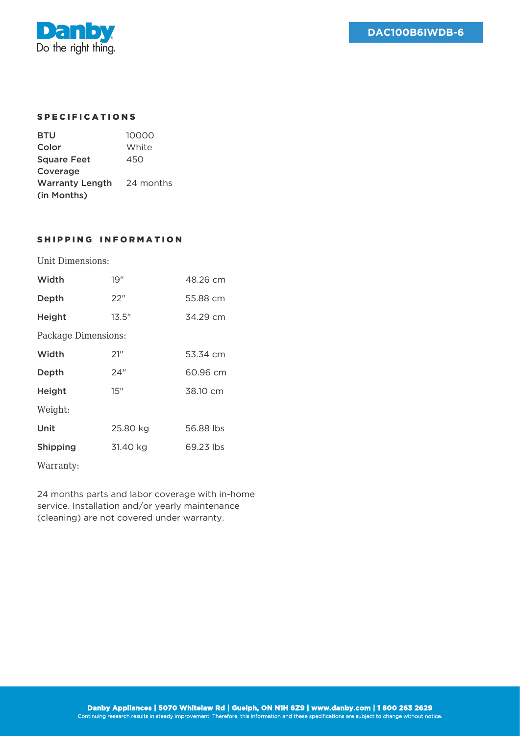DAC100B6IWDB-6

## SPECIFICATIONS

| | |
|---|---|
| **BTU** | 10000 |
| **Color** | White |
| **Square Feet Coverage** | 450 |
| **Warranty Length (in Months)** | 24 months |

## SHIPPING INFORMATION

Unit Dimensions:

| | | |
|---|---|---|
| **Width** | 19″ | 48.26 cm |
| **Depth** | 22″ | 55.88 cm |
| **Height** | 13.5″ | 34.29 cm |

Package Dimensions:

| | | |
|---|---|---|
| **Width** | 21″ | 53.34 cm |
| **Depth** | 24″ | 60.96 cm |
| **Height** | 15″ | 38.10 cm |

Weight:

| | | |
|---|---|---|
| **Unit** | 25.80 kg | 56.88 lbs |
| **Shipping** | 31.40 kg | 69.23 lbs |

Warranty:

24 months parts and labor coverage with in-home service. Installation and/or yearly maintenance (cleaning) are not covered under warranty.

**Danby Appliances | 5070 Whitelaw Rd | Guelph, ON N1H 6Z9 | www.danby.com | 1 800 263 2629**
Continuing research results in steady improvement. Therefore, this information and these specifications are subject to change without notice.